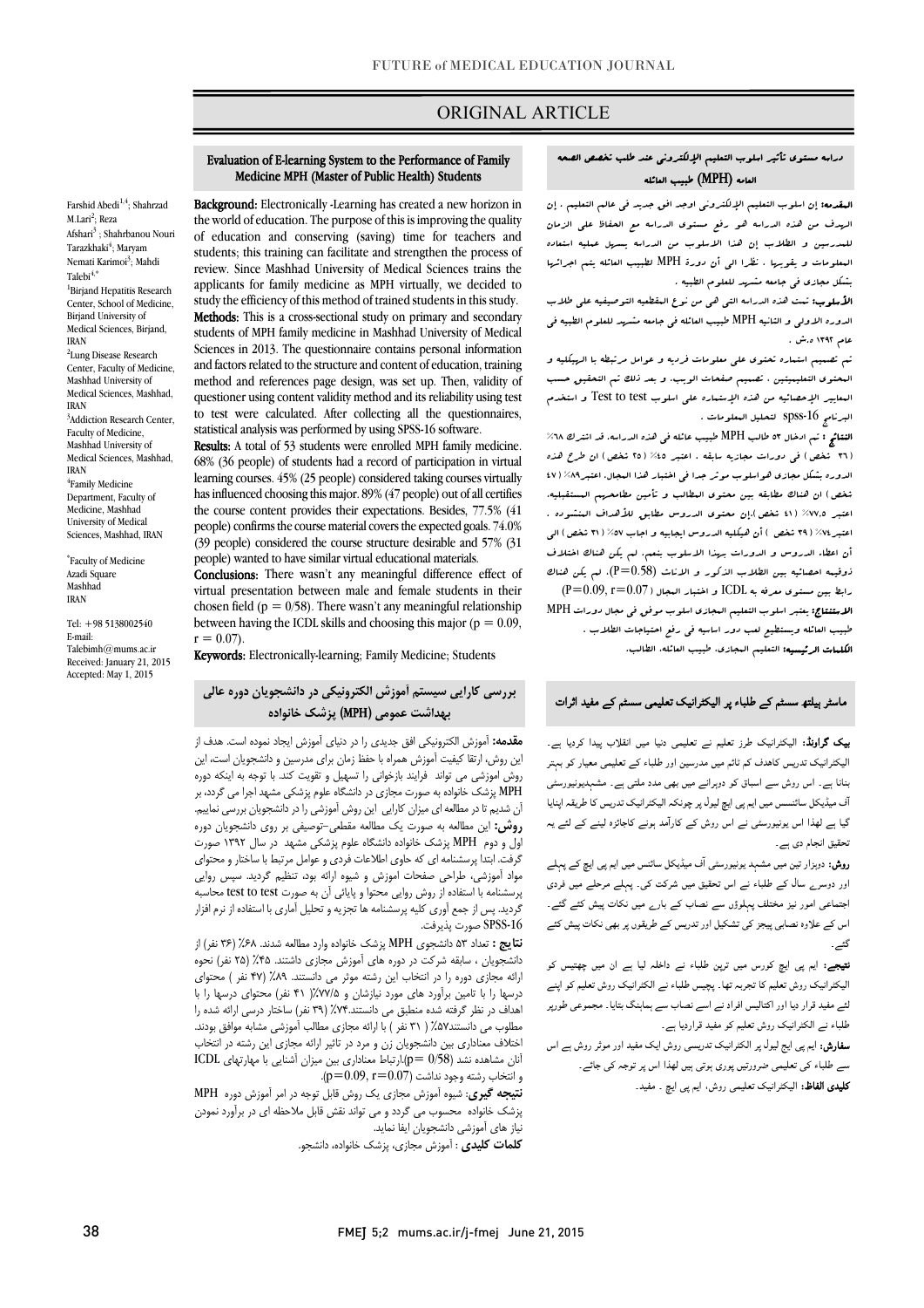# ORIGINAL ARTICLE

## Evaluation of E-learning System to the Performance of Family Medicine MPH (Master of Public Health) Students

Farshid Abedi[1,4]; Shahrzad M.Lari[2]; Reza Afshari[3]; Shahrbanou Nouri Tarazkhaki[4]; Maryam Nemati Karimoi[3]; Mahdi Talebi[4,*]

[1]Birjand Hepatitis Research Center, School of Medicine, Birjand University of Medical Sciences, Birjand, IRAN

[2]Lung Disease Research Center, Faculty of Medicine, Mashhad University of Medical Sciences, Mashhad, IRAN

[3]Addiction Research Center, Faculty of Medicine, Mashhad University of Medical Sciences, Mashhad, IRAN

[4]Family Medicine Department, Faculty of Medicine, Mashhad University of Medical Sciences, Mashhad, IRAN

*Faculty of Medicine Azadi Square Mashhad IRAN

Tel: +98 5138002540
E-mail: Talebimh@mums.ac.ir
Received: January 21, 2015
Accepted: May 1, 2015

**Background:** Electronically -Learning has created a new horizon in the world of education. The purpose of this is improving the quality of education and conserving (saving) time for teachers and students; this training can facilitate and strengthen the process of review. Since Mashhad University of Medical Sciences trains the applicants for family medicine as MPH virtually, we decided to study the efficiency of this method of trained students in this study.

**Methods:** This is a cross-sectional study on primary and secondary students of MPH family medicine in Mashhad University of Medical Sciences in 2013. The questionnaire contains personal information and factors related to the structure and content of education, training method and references page design, was set up. Then, validity of questioner using content validity method and its reliability using test to test were calculated. After collecting all the questionnaires, statistical analysis was performed by using SPSS-16 software.

**Results:** A total of 53 students were enrolled MPH family medicine. 68% (36 people) of students had a record of participation in virtual learning courses. 45% (25 people) considered taking courses virtually has influenced choosing this major. 89% (47 people) out of all certifies the course content provides their expectations. Besides, 77.5% (41 people) confirms the course material covers the expected goals. 74.0% (39 people) considered the course structure desirable and 57% (31 people) wanted to have similar virtual educational materials.

**Conclusions:** There wasn't any meaningful difference effect of virtual presentation between male and female students in their chosen field (p = 0/58). There wasn't any meaningful relationship between having the ICDL skills and choosing this major (p = 0.09, r = 0.07).

**Keywords:** Electronically-learning; Family Medicine; Students

## دراسه مستوی تأثیر اسلوب التعلیم الإلکترونی عند طلب تخصص الصحه العامه (MPH) طبیب العائله

**المقدمه:** إن اسلوب التعلیم الإلکترونی اوجد افق جدید فی عالم التعلیم ، إن الهدف من هذه الدراسه هو رفع مستوی الدراسه مع الحفاظ علی الزمان للمدرسین و الطلاب إن هذا الاسلوب من الدراسه یسهل عملیه استعاده المعلومات و یقویها . نظرا الی أن دورة MPH لطبیب العائله یتم اجرائها بشکل مجازی فی جامعه مشهد للعلوم الطبیه .

**الأسلوب:** تمت هذه الدراسه التی هی من نوع المقطعیه التوصیفیه علی طلاب الدوره الاولی و الثانیه MPH طبیب العائله فی جامعه مشهد للعلوم الطبیه فی عام ۱۳۹۲ ه.ش .

تم تصمیم استماره تحتوی علی معلومات فردیه و عوامل مرتبطه با الهیکلیه و المحتوی التعلیمیتین ، تصمیم صفحات الویب، و بعد ذلک تم التحقیق حسب المعاییر الإحصائیه من هذه الإستماره علی اسلوب Test to test و استخدم البرنامج spss-16 لتحلیل المعلومات .

**النتائج :** تم ادخال ۵۳ طالب MPH طبیب عائله فی هذه الدراسه. قد اشترک ٦٨٪ (٣٦ شخص) فی دورات مجازیه سابقه . اعتبر ٤٥٪ (٢٥ شخص) ان طرح هذه الدوره بشکل مجازی هواسلوب موثر جدا فی اختیار هذا المجال. اعتبر٨٩٪ (٤٧ شخص) ان هناک مطابقه بین محتوی المطالب و تأمین مطامحهم المستقبلیه. اعتبر ٧٧،٥٪ (٤١ شخص).إن محتوی الدروس مطابق للأهداف المنشوده . اعتبر٧٤٪ (٣٩ شخص ) أن هیکلیه الدروس ایجابیه و اجاب ٥٧٪ (٣١ شخص) الی أن اعطاء الدروس و الدورات بهذا الاسلوب یتم. لم یکن هناک اختلاف ذوقیمه احصائیه بین الطلاب الذکور و الاناث (P=0.58). لم یکن هناک رابط بین مستوی معرفه به ICDL و اختیار المجال (P=0.09, r=0.07)

**الاستنتاج:** یعتبر اسلوب التعلیم المجازی اسلوب موفق فی مجال دورات MPH طبیب العائله ویستطیع لعب دور اساسیه فی رفع احتیاجات الطلاب .

**الکلمات الرئیسیه:** التعلیم المجازی، طبیب العائله، الطالب.

## بررسی کارایی سیستم آموزش الکترونیکی در دانشجویان دوره عالی بهداشت عمومی (MPH) پزشک خانواده

**مقدمه:** آموزش الکترونیکی افق جدیدی را در دنیای آموزش ایجاد نموده است. هدف از این روش، ارتقا کیفیت آموزش همراه با حفظ زمان برای مدرسین و دانشجویان است، این روش آموزشی می تواند فرایند بازخوانی را تسهیل و تقویت کند. با توجه به اینکه دوره MPH پزشک خانواده به صورت مجازی در دانشگاه علوم پزشکی مشهد اجرا می گردد، بر آن شدیم تا در مطالعه ای میزان کارایی این روش آموزشی را در دانشجویان بررسی نماییم.

**روش:** این مطالعه به صورت یک مطالعه مقطعی-توصیفی بر روی دانشجویان دوره اول و دوم MPH پزشک خانواده دانشگاه علوم پزشکی مشهد در سال ۱۳۹۲ صورت گرفت. ابتدا پرسشنامه ای که حاوی اطلاعات فردی و عوامل مرتبط با ساختار و محتوای مواد آموزشی، طراحی صفحات آموزش و شیوه ارائه بود، تنظیم گردید. سپس روایی پرسشنامه با استفاده از روش روایی محتوا و پایائی آن به صورت test to test محاسبه گردید. پس از جمع آوری کلیه پرسشنامه ها تجزیه و تحلیل آماری با استفاده از نرم افزار SPSS-16 صورت پذیرفت.

**نتایج :** تعداد ۵۳ دانشجوی MPH پزشک خانواده وارد مطالعه شدند. ۶۸٪ (۳۶ نفر) از دانشجویان ، سابقه شرکت در دوره های آموزش مجازی داشتند. ۴۵٪ (۲۵ نفر) نحوه ارائه مجازی دوره را در انتخاب این رشته موثر می دانستند. ۸۹٪ (۴۷ نفر ) محتوای درسها را با تامین برآورد های مورد نیازشان و ۷۷/۵٪ (۴۱ نفر) محتوای درسها را با اهداف در نظر گرفته شده منطبق می دانستند.۷۴٪ (۳۹ نفر) ساختار درسی ارائه شده را مطلوب می دانستند۵۷٪ ( ۳۱ نفر ) با ارائه مجازی مطالب آموزشی مشابه موافق بودند. اختلاف معناداری بین دانشجویان زن و مرد در تاثیر ارائه مجازی این رشته در انتخاب آنان مشاهده نشد (p= 0/58).ارتباط معناداری بین میزان آشنایی با مهارتهای ICDL و انتخاب رشته وجود نداشت (p=0.09, r=0.07).

**نتیجه گیری:** شیوه آموزش مجازی یک روش قابل توجه در امر آموزش دوره MPH پزشک خانواده محسوب می گردد و می تواند نقش قابل ملاحظه ای در برآورد نمودن نیاز های آموزشی دانشجویان ایفا نماید.

**کلمات کلیدی** : آموزش مجازی، پزشک خانواده، دانشجو.

## ماسٹر ہیلتھ سسٹم کے طلباء پر الیکٹرانیک تعلیمی سسٹم کے مفید اثرات

**بیک گراونڈ:** الیکٹرانیک طرز تعلیم نے تعلیمی دنیا میں انقلاب پیدا کردیا ہے۔ الیکٹرانیک تدریس کاھدف کم ٹائم میں مدرسین اور طلباء کے تعلیمی معیار کو بہتر بنانا ہے۔ اس روش سے اسباق کو دہرانے میں بھی مدد ملتی ہے۔ مشہدیونیورسٹی آف میڈیکل سائنسس میں ایم پی ایچ لیول پر چونکہ الیکٹرانیک تدریس کا طریقہ اپنایا گیا ہے لھذا اس یونیورسٹی نے اس روش کے کارآمد ہونے کاجائزہ لینے کے لئے یہ تحقیق انجام دی ہے۔

**روش:** دوہزار تین میں مشہد یونیورسٹی آف میڈیکل سائنس میں ایم پی ایچ کے پہلے اور دوسرے سال کے طلباء نے اس تحقیق میں شرکت کی۔ پہلے مرحلے میں فردی اجتماعی امور نیز مختلف پہلوؤں سے نصاب کے بارے میں نکات پیش کئے گئے۔ اس کے علاوہ نصابی پیکج کی تشکیل اور تدریس کے طریقوں پر بھی نکات پیش کئے گئے۔

**نتیجے:** ایم پی ایچ کورس میں ترین طلباء نے داخلہ لیا ہے ان میں چھتیس کو الیکٹرانیک روش تعلیم کا تجربہ تھا۔ پچیس طلباء نے الیکٹرانیک روش تعلیم کو اپنے لئے مفید قرار دیا اور اکتالیس افراد نے اسے نصاب سے ہماہنگ بتایا۔ مجموعی طورپر طلباء نے الیکٹرانیک روش تعلیم کو مفید قراردیا ہے۔

**سفارش:** ایم پی ایچ لیول پر الیکٹرانیک تدریسی روش ایک مفید اور موثر روش ہے اس سے طلباء کی تعلیمی ضرورتیں پوری ہوتی ہیں لھذا اس پر توجہ کی جائے۔

**کلیدی الفاظ:** الیکٹرانیک تعلیمی روش، ایم پی ایچ ، مفید۔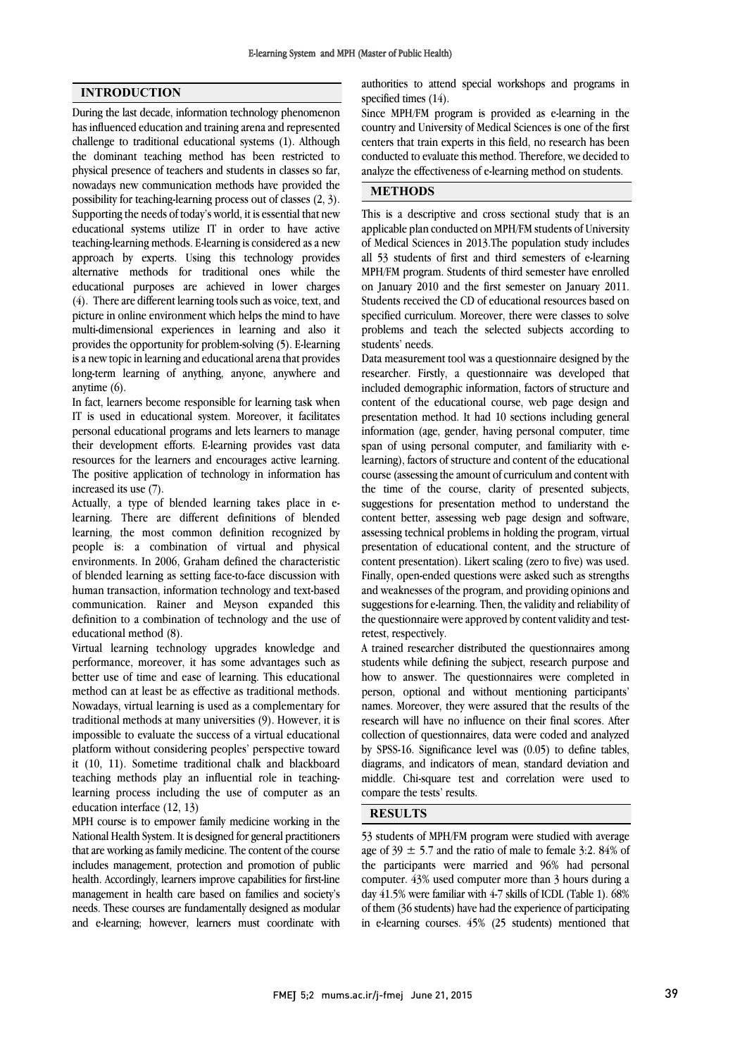## INTRODUCTION

During the last decade, information technology phenomenon has influenced education and training arena and represented challenge to traditional educational systems (1). Although the dominant teaching method has been restricted to physical presence of teachers and students in classes so far, nowadays new communication methods have provided the possibility for teaching-learning process out of classes (2, 3). Supporting the needs of today's world, it is essential that new educational systems utilize IT in order to have active teaching-learning methods. E-learning is considered as a new approach by experts. Using this technology provides alternative methods for traditional ones while the educational purposes are achieved in lower charges (4). There are different learning tools such as voice, text, and picture in online environment which helps the mind to have multi-dimensional experiences in learning and also it provides the opportunity for problem-solving (5). E-learning is a new topic in learning and educational arena that provides long-term learning of anything, anyone, anywhere and anytime (6).

In fact, learners become responsible for learning task when IT is used in educational system. Moreover, it facilitates personal educational programs and lets learners to manage their development efforts. E-learning provides vast data resources for the learners and encourages active learning. The positive application of technology in information has increased its use (7).

Actually, a type of blended learning takes place in e-learning. There are different definitions of blended learning, the most common definition recognized by people is: a combination of virtual and physical environments. In 2006, Graham defined the characteristic of blended learning as setting face-to-face discussion with human transaction, information technology and text-based communication. Rainer and Meyson expanded this definition to a combination of technology and the use of educational method (8).

Virtual learning technology upgrades knowledge and performance, moreover, it has some advantages such as better use of time and ease of learning. This educational method can at least be as effective as traditional methods. Nowadays, virtual learning is used as a complementary for traditional methods at many universities (9). However, it is impossible to evaluate the success of a virtual educational platform without considering peoples' perspective toward it (10, 11). Sometime traditional chalk and blackboard teaching methods play an influential role in teaching-learning process including the use of computer as an education interface (12, 13)

MPH course is to empower family medicine working in the National Health System. It is designed for general practitioners that are working as family medicine. The content of the course includes management, protection and promotion of public health. Accordingly, learners improve capabilities for first-line management in health care based on families and society's needs. These courses are fundamentally designed as modular and e-learning; however, learners must coordinate with authorities to attend special workshops and programs in specified times (14).

Since MPH/FM program is provided as e-learning in the country and University of Medical Sciences is one of the first centers that train experts in this field, no research has been conducted to evaluate this method. Therefore, we decided to analyze the effectiveness of e-learning method on students.

## METHODS

This is a descriptive and cross sectional study that is an applicable plan conducted on MPH/FM students of University of Medical Sciences in 2013.The population study includes all 53 students of first and third semesters of e-learning MPH/FM program. Students of third semester have enrolled on January 2010 and the first semester on January 2011. Students received the CD of educational resources based on specified curriculum. Moreover, there were classes to solve problems and teach the selected subjects according to students' needs.

Data measurement tool was a questionnaire designed by the researcher. Firstly, a questionnaire was developed that included demographic information, factors of structure and content of the educational course, web page design and presentation method. It had 10 sections including general information (age, gender, having personal computer, time span of using personal computer, and familiarity with e-learning), factors of structure and content of the educational course (assessing the amount of curriculum and content with the time of the course, clarity of presented subjects, suggestions for presentation method to understand the content better, assessing web page design and software, assessing technical problems in holding the program, virtual presentation of educational content, and the structure of content presentation). Likert scaling (zero to five) was used. Finally, open-ended questions were asked such as strengths and weaknesses of the program, and providing opinions and suggestions for e-learning. Then, the validity and reliability of the questionnaire were approved by content validity and test-retest, respectively.

A trained researcher distributed the questionnaires among students while defining the subject, research purpose and how to answer. The questionnaires were completed in person, optional and without mentioning participants' names. Moreover, they were assured that the results of the research will have no influence on their final scores. After collection of questionnaires, data were coded and analyzed by SPSS-16. Significance level was (0.05) to define tables, diagrams, and indicators of mean, standard deviation and middle. Chi-square test and correlation were used to compare the tests' results.

## RESULTS

53 students of MPH/FM program were studied with average age of $39 \pm 5.7$ and the ratio of male to female 3:2. 84% of the participants were married and 96% had personal computer. 43% used computer more than 3 hours during a day 41.5% were familiar with 4-7 skills of ICDL (Table 1). 68% of them (36 students) have had the experience of participating in e-learning courses. 45% (25 students) mentioned that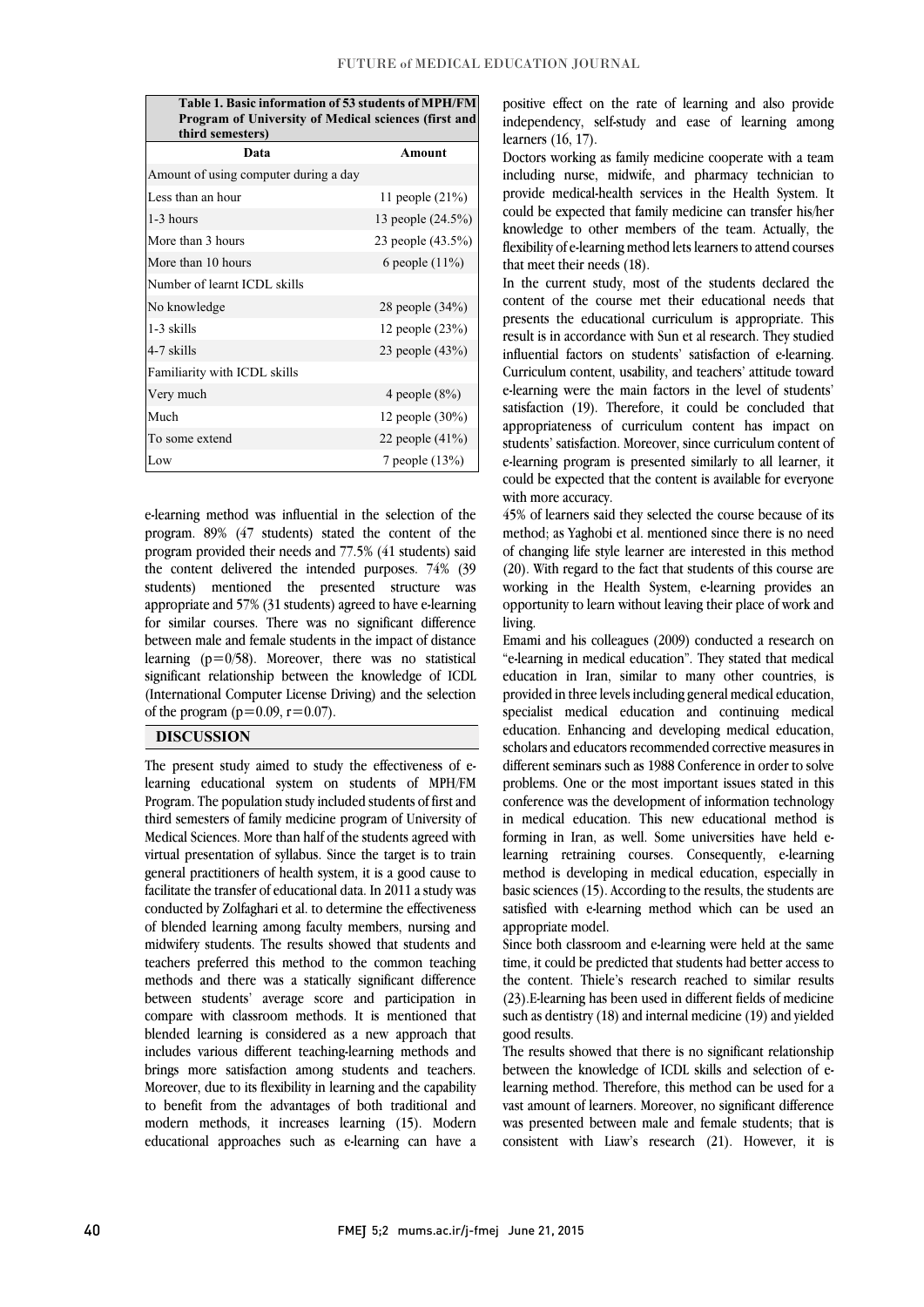**Table 1. Basic information of 53 students of MPH/FM Program of University of Medical sciences (first and third semesters)**

| Data | Amount |
|---|---|
| Amount of using computer during a day | |
| Less than an hour | 11 people (21%) |
| 1-3 hours | 13 people (24.5%) |
| More than 3 hours | 23 people (43.5%) |
| More than 10 hours | 6 people (11%) |
| Number of learnt ICDL skills | |
| No knowledge | 28 people (34%) |
| 1-3 skills | 12 people (23%) |
| 4-7 skills | 23 people (43%) |
| Familiarity with ICDL skills | |
| Very much | 4 people (8%) |
| Much | 12 people (30%) |
| To some extend | 22 people (41%) |
| Low | 7 people (13%) |

e-learning method was influential in the selection of the program. 89% (47 students) stated the content of the program provided their needs and 77.5% (41 students) said the content delivered the intended purposes. 74% (39 students) mentioned the presented structure was appropriate and 57% (31 students) agreed to have e-learning for similar courses. There was no significant difference between male and female students in the impact of distance learning (p=0/58). Moreover, there was no statistical significant relationship between the knowledge of ICDL (International Computer License Driving) and the selection of the program ($p=0.09$, $r=0.07$).

## DISCUSSION

The present study aimed to study the effectiveness of e-learning educational system on students of MPH/FM Program. The population study included students of first and third semesters of family medicine program of University of Medical Sciences. More than half of the students agreed with virtual presentation of syllabus. Since the target is to train general practitioners of health system, it is a good cause to facilitate the transfer of educational data. In 2011 a study was conducted by Zolfaghari et al. to determine the effectiveness of blended learning among faculty members, nursing and midwifery students. The results showed that students and teachers preferred this method to the common teaching methods and there was a statically significant difference between students' average score and participation in compare with classroom methods. It is mentioned that blended learning is considered as a new approach that includes various different teaching-learning methods and brings more satisfaction among students and teachers. Moreover, due to its flexibility in learning and the capability to benefit from the advantages of both traditional and modern methods, it increases learning (15). Modern educational approaches such as e-learning can have a positive effect on the rate of learning and also provide independency, self-study and ease of learning among learners (16, 17).

Doctors working as family medicine cooperate with a team including nurse, midwife, and pharmacy technician to provide medical-health services in the Health System. It could be expected that family medicine can transfer his/her knowledge to other members of the team. Actually, the flexibility of e-learning method lets learners to attend courses that meet their needs (18).

In the current study, most of the students declared the content of the course met their educational needs that presents the educational curriculum is appropriate. This result is in accordance with Sun et al research. They studied influential factors on students' satisfaction of e-learning. Curriculum content, usability, and teachers' attitude toward e-learning were the main factors in the level of students' satisfaction (19). Therefore, it could be concluded that appropriateness of curriculum content has impact on students' satisfaction. Moreover, since curriculum content of e-learning program is presented similarly to all learner, it could be expected that the content is available for everyone with more accuracy.

45% of learners said they selected the course because of its method; as Yaghobi et al. mentioned since there is no need of changing life style learner are interested in this method (20). With regard to the fact that students of this course are working in the Health System, e-learning provides an opportunity to learn without leaving their place of work and living.

Emami and his colleagues (2009) conducted a research on "e-learning in medical education". They stated that medical education in Iran, similar to many other countries, is provided in three levels including general medical education, specialist medical education and continuing medical education. Enhancing and developing medical education, scholars and educators recommended corrective measures in different seminars such as 1988 Conference in order to solve problems. One or the most important issues stated in this conference was the development of information technology in medical education. This new educational method is forming in Iran, as well. Some universities have held e-learning retraining courses. Consequently, e-learning method is developing in medical education, especially in basic sciences (15). According to the results, the students are satisfied with e-learning method which can be used an appropriate model.

Since both classroom and e-learning were held at the same time, it could be predicted that students had better access to the content. Thiele's research reached to similar results (23).E-learning has been used in different fields of medicine such as dentistry (18) and internal medicine (19) and yielded good results.

The results showed that there is no significant relationship between the knowledge of ICDL skills and selection of e-learning method. Therefore, this method can be used for a vast amount of learners. Moreover, no significant difference was presented between male and female students; that is consistent with Liaw's research (21). However, it is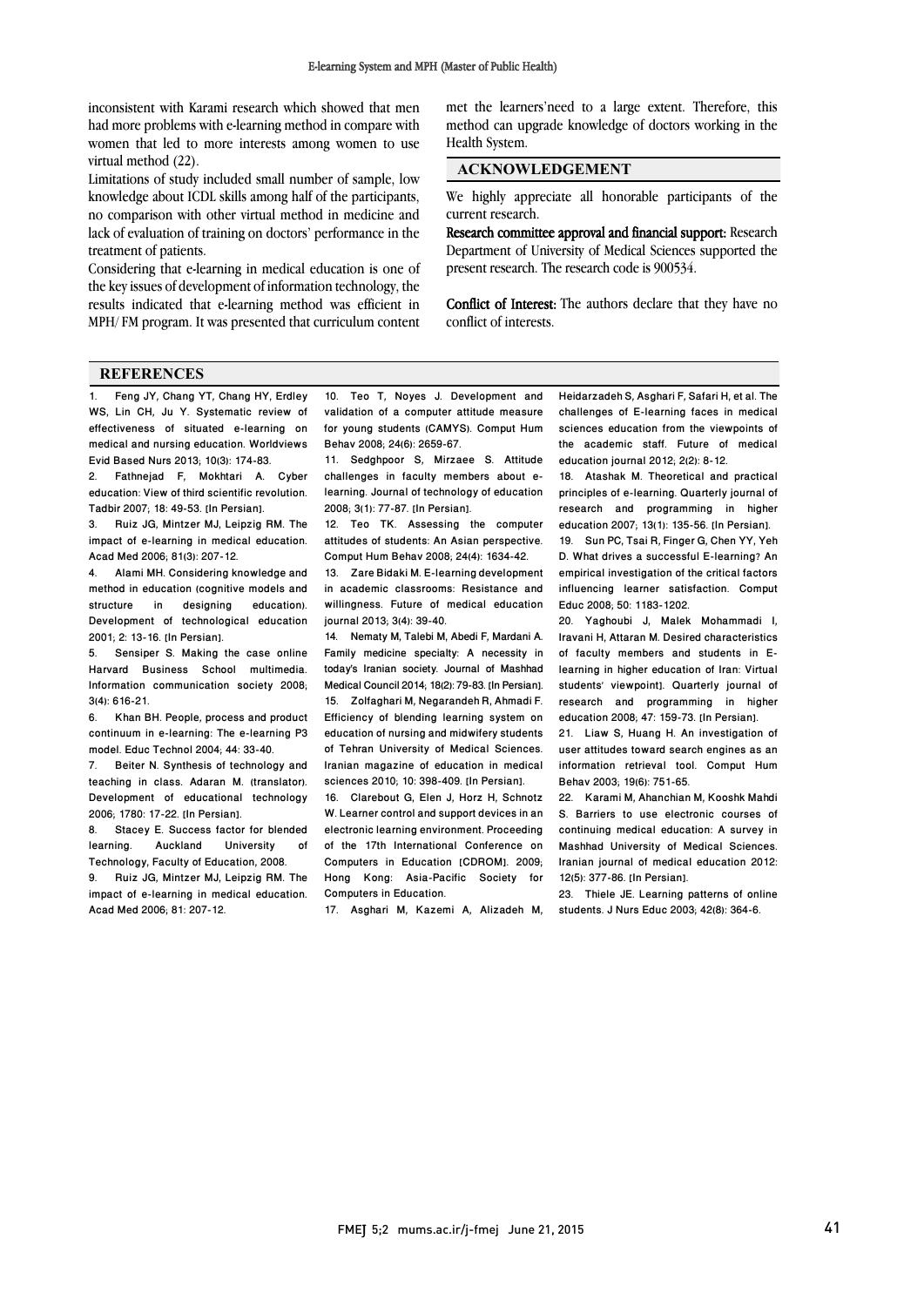inconsistent with Karami research which showed that men had more problems with e-learning method in compare with women that led to more interests among women to use virtual method (22).

Limitations of study included small number of sample, low knowledge about ICDL skills among half of the participants, no comparison with other virtual method in medicine and lack of evaluation of training on doctors' performance in the treatment of patients.

Considering that e-learning in medical education is one of the key issues of development of information technology, the results indicated that e-learning method was efficient in MPH/ FM program. It was presented that curriculum content met the learners'need to a large extent. Therefore, this method can upgrade knowledge of doctors working in the Health System.

## ACKNOWLEDGEMENT

We highly appreciate all honorable participants of the current research.

**Research committee approval and financial support:** Research Department of University of Medical Sciences supported the present research. The research code is 900534.

**Conflict of Interest:** The authors declare that they have no conflict of interests.

## REFERENCES

1. Feng JY, Chang YT, Chang HY, Erdley WS, Lin CH, Ju Y. Systematic review of effectiveness of situated e-learning on medical and nursing education. Worldviews Evid Based Nurs 2013; 10(3): 174-83.
2. Fathnejad F, Mokhtari A. Cyber education: View of third scientific revolution. Tadbir 2007; 18: 49-53. [In Persian].
3. Ruiz JG, Mintzer MJ, Leipzig RM. The impact of e-learning in medical education. Acad Med 2006; 81(3): 207-12.
4. Alami MH. Considering knowledge and method in education (cognitive models and structure in designing education). Development of technological education 2001; 2: 13-16. [In Persian].
5. Sensiper S. Making the case online Harvard Business School multimedia. Information communication society 2008; 3(4): 616-21.
6. Khan BH. People, process and product continuum in e-learning: The e-learning P3 model. Educ Technol 2004; 44: 33-40.
7. Beiter N. Synthesis of technology and teaching in class. Adaran M. (translator). Development of educational technology 2006; 1780: 17-22. [In Persian].
8. Stacey E. Success factor for blended learning. Auckland University of Technology, Faculty of Education, 2008.
9. Ruiz JG, Mintzer MJ, Leipzig RM. The impact of e-learning in medical education. Acad Med 2006; 81: 207-12.
10. Teo T, Noyes J. Development and validation of a computer attitude measure for young students (CAMYS). Comput Hum Behav 2008; 24(6): 2659-67.
11. Sedghpoor S, Mirzaee S. Attitude challenges in faculty members about e-learning. Journal of technology of education 2008; 3(1): 77-87. [In Persian].
12. Teo TK. Assessing the computer attitudes of students: An Asian perspective. Comput Hum Behav 2008; 24(4): 1634-42.
13. Zare Bidaki M. E-learning development in academic classrooms: Resistance and willingness. Future of medical education journal 2013; 3(4): 39-40.
14. Nematy M, Talebi M, Abedi F, Mardani A. Family medicine specialty: A necessity in today's Iranian society. Journal of Mashhad Medical Council 2014; 18(2): 79-83. [In Persian].
15. Zolfaghari M, Negarandeh R, Ahmadi F. Efficiency of blending learning system on education of nursing and midwifery students of Tehran University of Medical Sciences. Iranian magazine of education in medical sciences 2010; 10: 398-409. [In Persian].
16. Clarebout G, Elen J, Horz H, Schnotz W. Learner control and support devices in an electronic learning environment. Proceeding of the 17th International Conference on Computers in Education [CDROM]. 2009; Hong Kong: Asia-Pacific Society for Computers in Education.
17. Asghari M, Kazemi A, Alizadeh M, Heidarzadeh S, Asghari F, Safari H, et al. The challenges of E-learning faces in medical sciences education from the viewpoints of the academic staff. Future of medical education journal 2012; 2(2): 8-12.
18. Atashak M. Theoretical and practical principles of e-learning. Quarterly journal of research and programming in higher education 2007; 13(1): 135-56. [In Persian].
19. Sun PC, Tsai R, Finger G, Chen YY, Yeh D. What drives a successful E-learning? An empirical investigation of the critical factors influencing learner satisfaction. Comput Educ 2008; 50: 1183-1202.
20. Yaghoubi J, Malek Mohammadi I, Iravani H, Attaran M. Desired characteristics of faculty members and students in E-learning in higher education of Iran: Virtual students' viewpoint]. Quarterly journal of research and programming in higher education 2008; 47: 159-73. [In Persian].
21. Liaw S, Huang H. An investigation of user attitudes toward search engines as an information retrieval tool. Comput Hum Behav 2003; 19(6): 751-65.
22. Karami M, Ahanchian M, Kooshk Mahdi S. Barriers to use electronic courses of continuing medical education: A survey in Mashhad University of Medical Sciences. Iranian journal of medical education 2012: 12(5): 377-86. [In Persian].
23. Thiele JE. Learning patterns of online students. J Nurs Educ 2003; 42(8): 364-6.